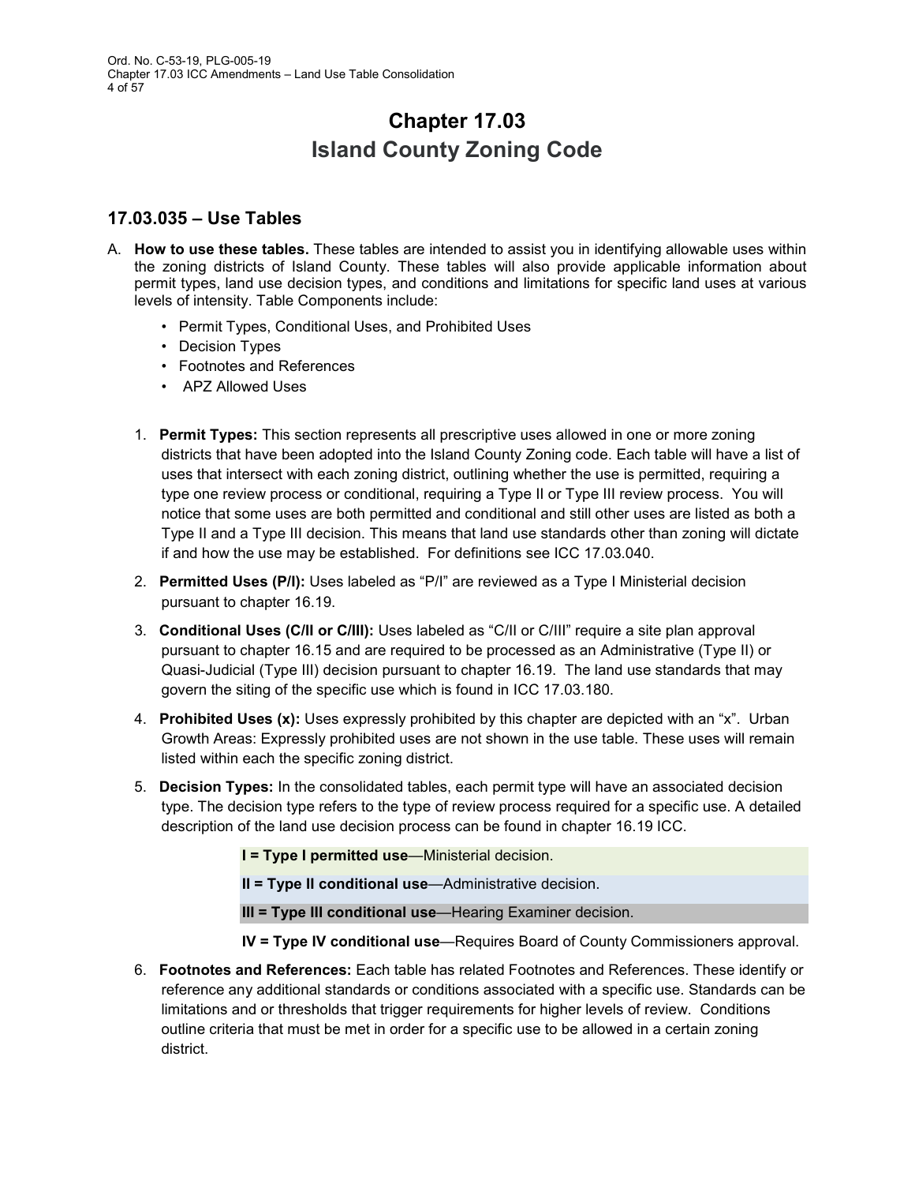# Chapter 17.03
# Island County Zoning Code

## 17.03.035 – Use Tables

A. **How to use these tables.** These tables are intended to assist you in identifying allowable uses within the zoning districts of Island County. These tables will also provide applicable information about permit types, land use decision types, and conditions and limitations for specific land uses at various levels of intensity. Table Components include:

- Permit Types, Conditional Uses, and Prohibited Uses
- Decision Types
- Footnotes and References
- APZ Allowed Uses

1. **Permit Types:** This section represents all prescriptive uses allowed in one or more zoning districts that have been adopted into the Island County Zoning code. Each table will have a list of uses that intersect with each zoning district, outlining whether the use is permitted, requiring a type one review process or conditional, requiring a Type II or Type III review process. You will notice that some uses are both permitted and conditional and still other uses are listed as both a Type II and a Type III decision. This means that land use standards other than zoning will dictate if and how the use may be established. For definitions see ICC 17.03.040.

2. **Permitted Uses (P/I):** Uses labeled as "P/I" are reviewed as a Type I Ministerial decision pursuant to chapter 16.19.

3. **Conditional Uses (C/II or C/III):** Uses labeled as "C/II or C/III" require a site plan approval pursuant to chapter 16.15 and are required to be processed as an Administrative (Type II) or Quasi-Judicial (Type III) decision pursuant to chapter 16.19. The land use standards that may govern the siting of the specific use which is found in ICC 17.03.180.

4. **Prohibited Uses (x):** Uses expressly prohibited by this chapter are depicted with an "x". Urban Growth Areas: Expressly prohibited uses are not shown in the use table. These uses will remain listed within each the specific zoning district.

5. **Decision Types:** In the consolidated tables, each permit type will have an associated decision type. The decision type refers to the type of review process required for a specific use. A detailed description of the land use decision process can be found in chapter 16.19 ICC.

   **I = Type I permitted use**—Ministerial decision.

   **II = Type II conditional use**—Administrative decision.

   **III = Type III conditional use**—Hearing Examiner decision.

   **IV = Type IV conditional use**—Requires Board of County Commissioners approval.

6. **Footnotes and References:** Each table has related Footnotes and References. These identify or reference any additional standards or conditions associated with a specific use. Standards can be limitations and or thresholds that trigger requirements for higher levels of review. Conditions outline criteria that must be met in order for a specific use to be allowed in a certain zoning district.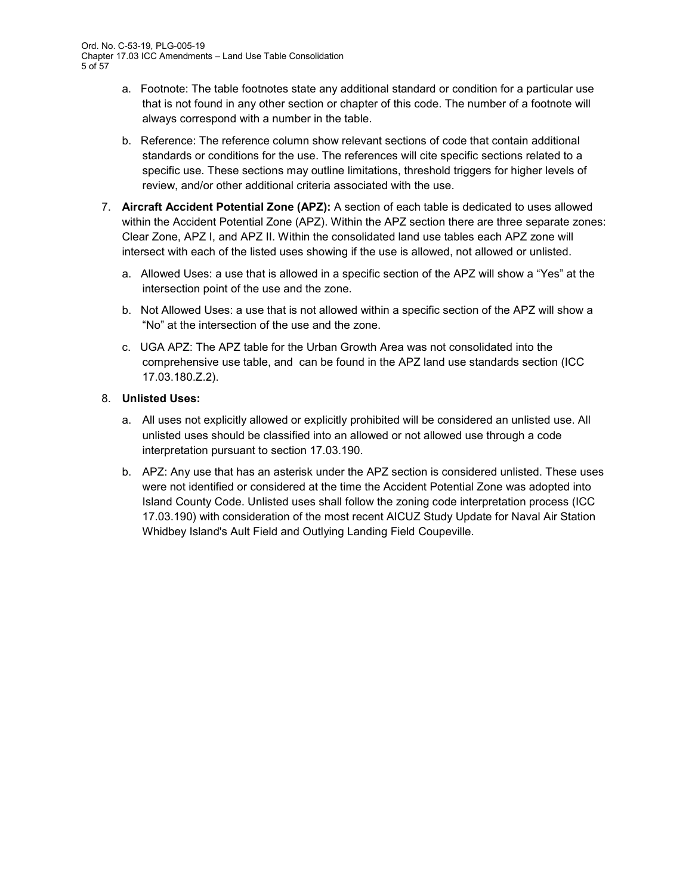a. Footnote: The table footnotes state any additional standard or condition for a particular use that is not found in any other section or chapter of this code. The number of a footnote will always correspond with a number in the table.

b. Reference: The reference column show relevant sections of code that contain additional standards or conditions for the use. The references will cite specific sections related to a specific use. These sections may outline limitations, threshold triggers for higher levels of review, and/or other additional criteria associated with the use.

7. **Aircraft Accident Potential Zone (APZ):** A section of each table is dedicated to uses allowed within the Accident Potential Zone (APZ). Within the APZ section there are three separate zones: Clear Zone, APZ I, and APZ II. Within the consolidated land use tables each APZ zone will intersect with each of the listed uses showing if the use is allowed, not allowed or unlisted.

   a. Allowed Uses: a use that is allowed in a specific section of the APZ will show a "Yes" at the intersection point of the use and the zone.

   b. Not Allowed Uses: a use that is not allowed within a specific section of the APZ will show a "No" at the intersection of the use and the zone.

   c. UGA APZ: The APZ table for the Urban Growth Area was not consolidated into the comprehensive use table, and can be found in the APZ land use standards section (ICC 17.03.180.Z.2).

8. **Unlisted Uses:**

   a. All uses not explicitly allowed or explicitly prohibited will be considered an unlisted use. All unlisted uses should be classified into an allowed or not allowed use through a code interpretation pursuant to section 17.03.190.

   b. APZ: Any use that has an asterisk under the APZ section is considered unlisted. These uses were not identified or considered at the time the Accident Potential Zone was adopted into Island County Code. Unlisted uses shall follow the zoning code interpretation process (ICC 17.03.190) with consideration of the most recent AICUZ Study Update for Naval Air Station Whidbey Island's Ault Field and Outlying Landing Field Coupeville.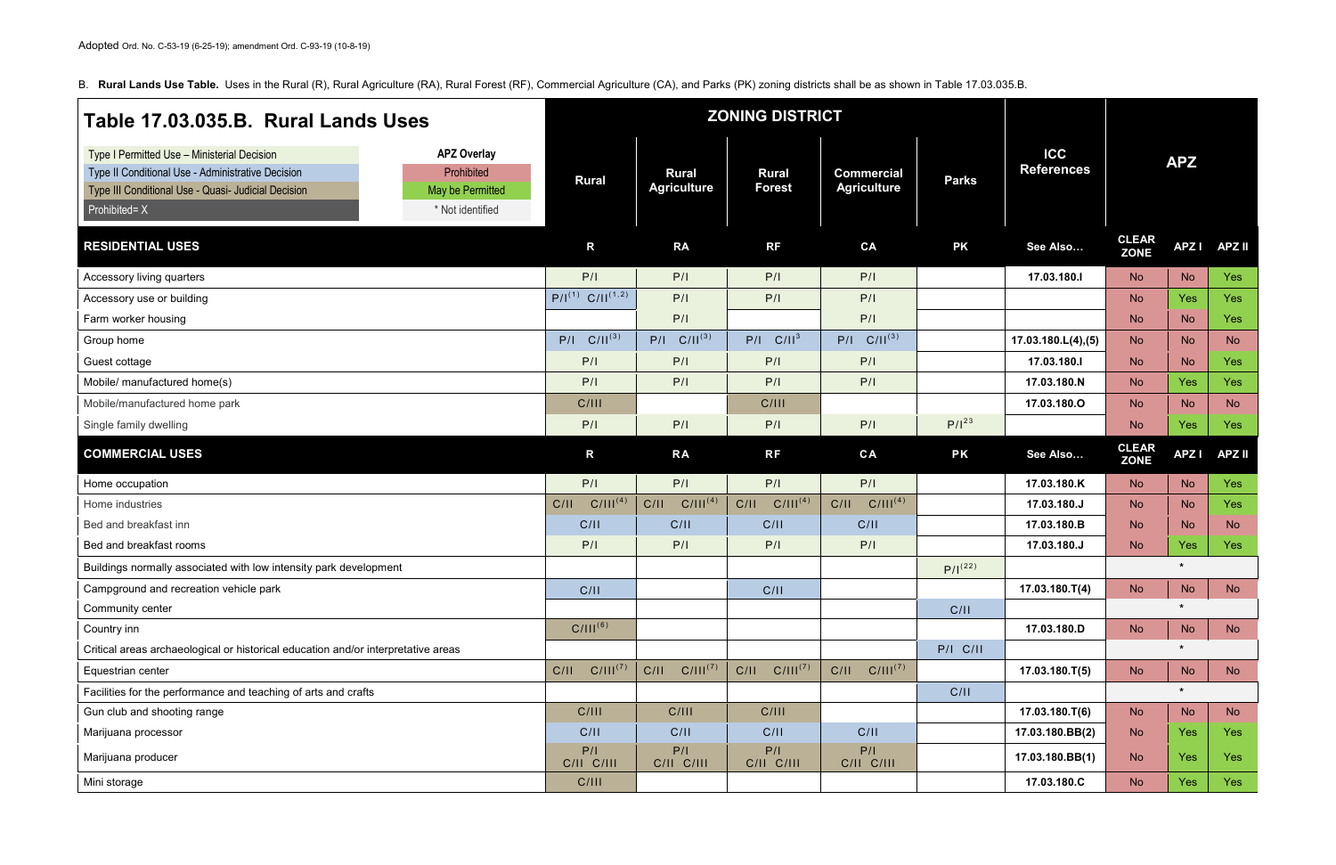Adopted Ord. No. C-53-19 (6-25-19); amendment Ord. C-93-19 (10-8-19)

B. **Rural Lands Use Table.** Uses in the Rural (R), Rural Agriculture (RA), Rural Forest (RF), Commercial Agriculture (CA), and Parks (PK) zoning districts shall be as shown in Table 17.03.035.B.

## Table 17.03.035.B. Rural Lands Uses

| Legend | APZ Overlay |
|---|---|
| Type I Permitted Use – Ministerial Decision | Prohibited |
| Type II Conditional Use - Administrative Decision | May be Permitted |
| Type III Conditional Use - Quasi- Judicial Decision | * Not identified |
| Prohibited= X | |

| | ZONING DISTRICT | | | | | ICC References | APZ | | |
|---|---|---|---|---|---|---|---|---|---|
| | Rural | Rural Agriculture | Rural Forest | Commercial Agriculture | Parks | | | | |
| **RESIDENTIAL USES** | **R** | **RA** | **RF** | **CA** | **PK** | **See Also…** | **CLEAR ZONE** | **APZ I** | **APZ II** |
| Accessory living quarters | P/I | P/I | P/I | P/I | | 17.03.180.I | No | No | Yes |
| Accessory use or building | P/I(1) C/II(1,2) | P/I | P/I | P/I | | | No | Yes | Yes |
| Farm worker housing | | P/I | | P/I | | | No | No | Yes |
| Group home | P/I C/II(3) | P/I C/II(3) | P/I C/II3 | P/I C/II(3) | | 17.03.180.L(4),(5) | No | No | No |
| Guest cottage | P/I | P/I | P/I | P/I | | 17.03.180.I | No | No | Yes |
| Mobile/ manufactured home(s) | P/I | P/I | P/I | P/I | | 17.03.180.N | No | Yes | Yes |
| Mobile/manufactured home park | C/III | | C/III | | | 17.03.180.O | No | No | No |
| Single family dwelling | P/I | P/I | P/I | P/I | P/I23 | | No | Yes | Yes |
| **COMMERCIAL USES** | **R** | **RA** | **RF** | **CA** | **PK** | **See Also…** | **CLEAR ZONE** | **APZ I** | **APZ II** |
| Home occupation | P/I | P/I | P/I | P/I | | 17.03.180.K | No | No | Yes |
| Home industries | C/II C/III(4) | C/II C/III(4) | C/II C/III(4) | C/II C/III(4) | | 17.03.180.J | No | No | Yes |
| Bed and breakfast inn | C/II | C/II | C/II | C/II | | 17.03.180.B | No | No | No |
| Bed and breakfast rooms | P/I | P/I | P/I | P/I | | 17.03.180.J | No | Yes | Yes |
| Buildings normally associated with low intensity park development | | | | | P/I(22) | | * | | |
| Campground and recreation vehicle park | C/II | | C/II | | | 17.03.180.T(4) | No | No | No |
| Community center | | | | | C/II | | * | | |
| Country inn | C/III(6) | | | | | 17.03.180.D | No | No | No |
| Critical areas archaeological or historical education and/or interpretative areas | | | | | P/I C/II | | * | | |
| Equestrian center | C/II C/III(7) | C/II C/III(7) | C/II C/III(7) | C/II C/III(7) | | 17.03.180.T(5) | No | No | No |
| Facilities for the performance and teaching of arts and crafts | | | | | C/II | | * | | |
| Gun club and shooting range | C/III | C/III | C/III | | | 17.03.180.T(6) | No | No | No |
| Marijuana processor | C/II | C/II | C/II | C/II | | 17.03.180.BB(2) | No | Yes | Yes |
| Marijuana producer | P/I C/II C/III | P/I C/II C/III | P/I C/II C/III | P/I C/II C/III | | 17.03.180.BB(1) | No | Yes | Yes |
| Mini storage | C/III | | | | | 17.03.180.C | No | Yes | Yes |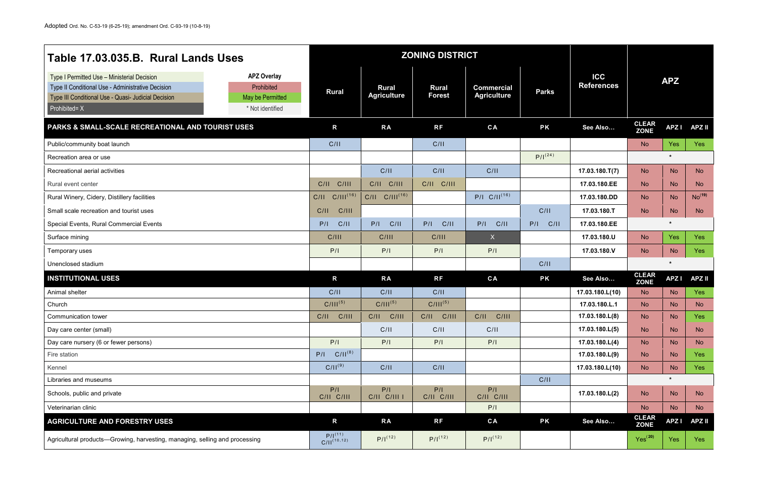Adopted Ord. No. C-53-19 (6-25-19); amendment Ord. C-93-19 (10-8-19)

## Table 17.03.035.B. Rural Lands Uses

| Legend | APZ Overlay |
|---|---|
| Type I Permitted Use – Ministerial Decision | Prohibited |
| Type II Conditional Use - Administrative Decision | May be Permitted |
| Type III Conditional Use - Quasi- Judicial Decision | * Not identified |
| Prohibited= X | |

| | ZONING DISTRICT | | | | | ICC References | APZ | | |
|---|---|---|---|---|---|---|---|---|---|
| | Rural | Rural Agriculture | Rural Forest | Commercial Agriculture | Parks | | | | |
| **PARKS & SMALL-SCALE RECREATIONAL AND TOURIST USES** | **R** | **RA** | **RF** | **CA** | **PK** | **See Also…** | **CLEAR ZONE** | **APZ I** | **APZ II** |
| Public/community boat launch | C/II | | C/II | | | | No | Yes | Yes |
| Recreation area or use | | | | | P/I[24] | | | * | |
| Recreational aerial activities | | C/II | C/II | C/II | | 17.03.180.T(7) | No | No | No |
| Rural event center | C/II C/III | C/II C/III | C/II C/III | | | 17.03.180.EE | No | No | No |
| Rural Winery, Cidery, Distillery facilities | C/II C/III[16] | C/II C/III[16] | | P/I C/II[16] | | 17.03.180.DD | No | No | No[19] |
| Small scale recreation and tourist uses | C/II C/III | | | | C/II | 17.03.180.T | No | No | No |
| Special Events, Rural Commercial Events | P/I C/II | P/I C/II | P/I C/II | P/I C/II | P/I C/II | 17.03.180.EE | | * | |
| Surface mining | C/III | C/III | C/III | X | | 17.03.180.U | No | Yes | Yes |
| Temporary uses | P/I | P/I | P/I | P/I | | 17.03.180.V | No | No | Yes |
| Unenclosed stadium | | | | | C/II | | | * | |
| **INSTITUTIONAL USES** | **R** | **RA** | **RF** | **CA** | **PK** | **See Also…** | **CLEAR ZONE** | **APZ I** | **APZ II** |
| Animal shelter | C/II | C/II | C/II | | | 17.03.180.L(10) | No | No | Yes |
| Church | C/III[5] | C/III[5] | C/III[5] | | | 17.03.180.L.1 | No | No | No |
| Communication tower | C/II C/III | C/II C/III | C/II C/III | C/II C/III | | 17.03.180.L(8) | No | No | Yes |
| Day care center (small) | | C/II | C/II | C/II | | 17.03.180.L(5) | No | No | No |
| Day care nursery (6 or fewer persons) | P/I | P/I | P/I | P/I | | 17.03.180.L(4) | No | No | No |
| Fire station | P/I C/II[8] | | | | | 17.03.180.L(9) | No | No | Yes |
| Kennel | C/II[9] | C/II | C/II | | | 17.03.180.L(10) | No | No | Yes |
| Libraries and museums | | | | | C/II | | | * | |
| Schools, public and private | P/I C/II C/III | P/I C/II C/III I | P/I C/II C/III | P/I C/II C/III | | 17.03.180.L(2) | No | No | No |
| Veterinarian clinic | | | | P/I | | | No | No | No |
| **AGRICULTURE AND FORESTRY USES** | **R** | **RA** | **RF** | **CA** | **PK** | **See Also…** | **CLEAR ZONE** | **APZ I** | **APZ II** |
| Agricultural products—Growing, harvesting, managing, selling and processing | P/I[11] C/II[10,12] | P/I[12] | P/I[12] | P/I[12] | | | Yes[20] | Yes | Yes |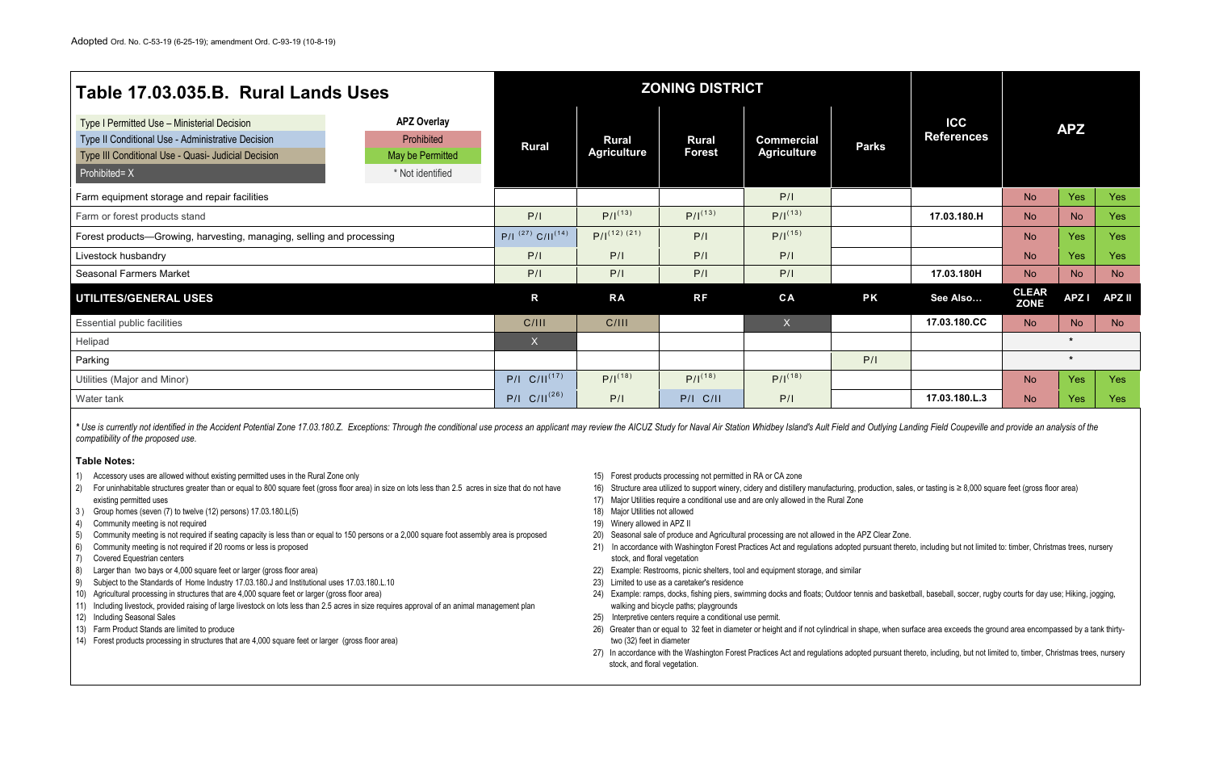Adopted Ord. No. C-53-19 (6-25-19); amendment Ord. C-93-19 (10-8-19)

## Table 17.03.035.B. Rural Lands Uses

| Legend | APZ Overlay |
|---|---|
| Type I Permitted Use – Ministerial Decision | Prohibited |
| Type II Conditional Use - Administrative Decision | May be Permitted |
| Type III Conditional Use - Quasi- Judicial Decision | * Not identified |
| Prohibited= X | |

| | ZONING DISTRICT | | | | | ICC References | APZ | | |
|---|---|---|---|---|---|---|---|---|---|
| | Rural | Rural Agriculture | Rural Forest | Commercial Agriculture | Parks | | | | |
| Farm equipment storage and repair facilities | | | | P/I | | | No | Yes | Yes |
| Farm or forest products stand | P/I | P/I(13) | P/I(13) | P/I(13) | | 17.03.180.H | No | No | Yes |
| Forest products—Growing, harvesting, managing, selling and processing | P/I (27) C/II(14) | P/I(12) (21) | P/I | P/I(15) | | | No | Yes | Yes |
| Livestock husbandry | P/I | P/I | P/I | P/I | | | No | Yes | Yes |
| Seasonal Farmers Market | P/I | P/I | P/I | P/I | | 17.03.180H | No | No | No |
| **UTILITES/GENERAL USES** | **R** | **RA** | **RF** | **CA** | **PK** | **See Also…** | **CLEAR ZONE** | **APZ I** | **APZ II** |
| Essential public facilities | C/III | C/III | | X | | 17.03.180.CC | No | No | No |
| Helipad | X | | | | | | | * | |
| Parking | | | | | P/I | | | * | |
| Utilities (Major and Minor) | P/I C/II(17) | P/I(18) | P/I(18) | P/I(18) | | | No | Yes | Yes |
| Water tank | P/I C/II(26) | P/I | P/I C/II | P/I | | 17.03.180.L.3 | No | Yes | Yes |

*\* Use is currently not identified in the Accident Potential Zone 17.03.180.Z. Exceptions: Through the conditional use process an applicant may review the AICUZ Study for Naval Air Station Whidbey Island's Ault Field and Outlying Landing Field Coupeville and provide an analysis of the compatibility of the proposed use.*

**Table Notes:**

1) Accessory uses are allowed without existing permitted uses in the Rural Zone only
2) For uninhabitable structures greater than or equal to 800 square feet (gross floor area) in size on lots less than 2.5 acres in size that do not have existing permitted uses
3) Group homes (seven (7) to twelve (12) persons) 17.03.180.L(5)
4) Community meeting is not required
5) Community meeting is not required if seating capacity is less than or equal to 150 persons or a 2,000 square foot assembly area is proposed
6) Community meeting is not required if 20 rooms or less is proposed
7) Covered Equestrian centers
8) Larger than two bays or 4,000 square feet or larger (gross floor area)
9) Subject to the Standards of Home Industry 17.03.180.J and Institutional uses 17.03.180.L.10
10) Agricultural processing in structures that are 4,000 square feet or larger (gross floor area)
11) Including livestock, provided raising of large livestock on lots less than 2.5 acres in size requires approval of an animal management plan
12) Including Seasonal Sales
13) Farm Product Stands are limited to produce
14) Forest products processing in structures that are 4,000 square feet or larger (gross floor area)
15) Forest products processing not permitted in RA or CA zone
16) Structure area utilized to support winery, cidery and distillery manufacturing, production, sales, or tasting is ≥ 8,000 square feet (gross floor area)
17) Major Utilities require a conditional use and are only allowed in the Rural Zone
18) Major Utilities not allowed
19) Winery allowed in APZ II
20) Seasonal sale of produce and Agricultural processing are not allowed in the APZ Clear Zone.
21) In accordance with Washington Forest Practices Act and regulations adopted pursuant thereto, including but not limited to: timber, Christmas trees, nursery stock, and floral vegetation
22) Example: Restrooms, picnic shelters, tool and equipment storage, and similar
23) Limited to use as a caretaker's residence
24) Example: ramps, docks, fishing piers, swimming docks and floats; Outdoor tennis and basketball, baseball, soccer, rugby courts for day use; Hiking, jogging, walking and bicycle paths; playgrounds
25) Interpretive centers require a conditional use permit.
26) Greater than or equal to 32 feet in diameter or height and if not cylindrical in shape, when surface area exceeds the ground area encompassed by a tank thirty-two (32) feet in diameter
27) In accordance with the Washington Forest Practices Act and regulations adopted pursuant thereto, including, but not limited to, timber, Christmas trees, nursery stock, and floral vegetation.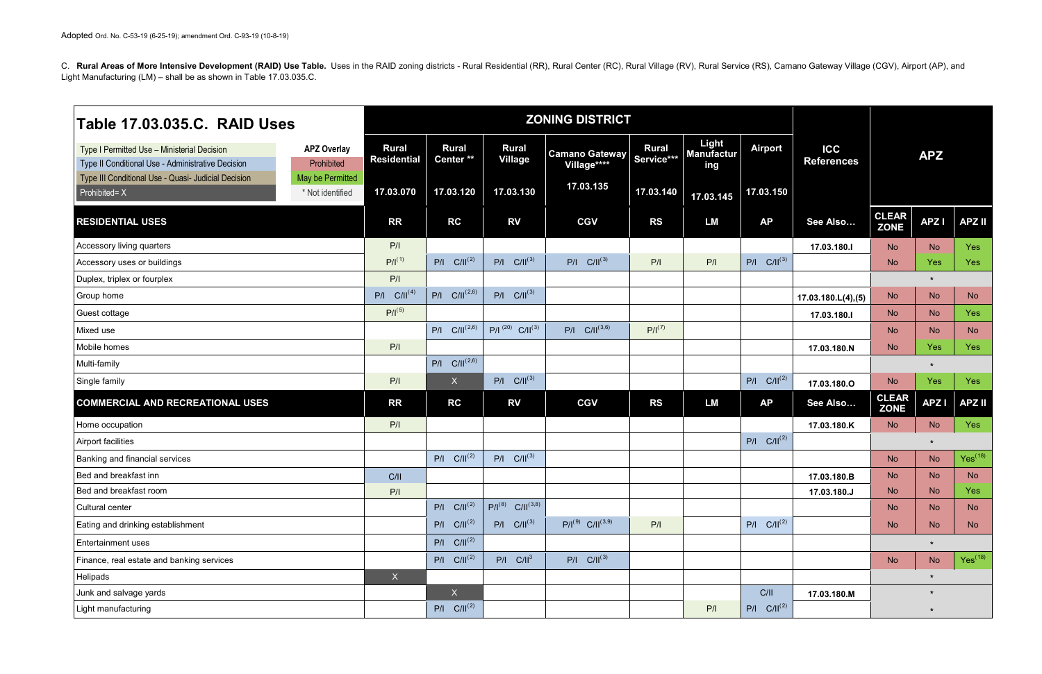Adopted Ord. No. C-53-19 (6-25-19); amendment Ord. C-93-19 (10-8-19)

C. **Rural Areas of More Intensive Development (RAID) Use Table.** Uses in the RAID zoning districts - Rural Residential (RR), Rural Center (RC), Rural Village (RV), Rural Service (RS), Camano Gateway Village (CGV), Airport (AP), and Light Manufacturing (LM) – shall be as shown in Table 17.03.035.C.

| **Table 17.03.035.C. RAID Uses** | **ZONING DISTRICT** | | | | | | | | **APZ** | | |
|---|---|---|---|---|---|---|---|---|---|---|---|
| Type I Permitted Use – Ministerial Decision; Type II Conditional Use - Administrative Decision; Type III Conditional Use - Quasi- Judicial Decision; Prohibited= X. APZ Overlay: Prohibited; May be Permitted; * Not identified | **Rural Residential** 17.03.070 | **Rural Center \*\*** 17.03.120 | **Rural Village** 17.03.130 | **Camano Gateway Village\*\*\*\*** 17.03.135 | **Rural Service\*\*\*** 17.03.140 | **Light Manufacturing** 17.03.145 | **Airport** 17.03.150 | **ICC References** | | | |
| **RESIDENTIAL USES** | **RR** | **RC** | **RV** | **CGV** | **RS** | **LM** | **AP** | **See Also…** | **CLEAR ZONE** | **APZ I** | **APZ II** |
| Accessory living quarters | P/I | | | | | | | 17.03.180.I | No | No | Yes |
| Accessory uses or buildings | P/I[1] | P/I C/II[2] | P/I C/II[3] | P/I C/II[3] | P/I | P/I | P/I C/II[3] | | No | Yes | Yes |
| Duplex, triplex or fourplex | P/I | | | | | | | | | * | |
| Group home | P/I C/II[4] | P/I C/II[2,6] | P/I C/II[3] | | | | | 17.03.180.L(4),(5) | No | No | No |
| Guest cottage | P/I[5] | | | | | | | 17.03.180.I | No | No | Yes |
| Mixed use | | P/I C/II[2,6] | P/I [20] C/II[3] | P/I C/II[3,6] | P/I[7] | | | | No | No | No |
| Mobile homes | P/I | | | | | | | 17.03.180.N | No | Yes | Yes |
| Multi-family | | P/I C/II[2,6] | | | | | | | | * | |
| Single family | P/I | X | P/I C/II[3] | | | | P/I C/II[2] | 17.03.180.O | No | Yes | Yes |
| **COMMERCIAL AND RECREATIONAL USES** | **RR** | **RC** | **RV** | **CGV** | **RS** | **LM** | **AP** | **See Also…** | **CLEAR ZONE** | **APZ I** | **APZ II** |
| Home occupation | P/I | | | | | | | 17.03.180.K | No | No | Yes |
| Airport facilities | | | | | | | P/I C/II[2] | | | * | |
| Banking and financial services | | P/I C/II[2] | P/I C/II[3] | | | | | | No | No | Yes[18] |
| Bed and breakfast inn | C/II | | | | | | | 17.03.180.B | No | No | No |
| Bed and breakfast room | P/I | | | | | | | 17.03.180.J | No | No | Yes |
| Cultural center | | P/I C/II[2] | P/I[8] C/II[3,8] | | | | | | No | No | No |
| Eating and drinking establishment | | P/I C/II[2] | P/I C/II[3] | P/I[9] C/II[3,9] | P/I | | P/I C/II[2] | | No | No | No |
| Entertainment uses | | P/I C/II[2] | | | | | | | | * | |
| Finance, real estate and banking services | | P/I C/II[2] | P/I C/II[3] | P/I C/II[3] | | | | | No | No | Yes[18] |
| Helipads | X | | | | | | | | | * | |
| Junk and salvage yards | | X | | | | | C/II | 17.03.180.M | | * | |
| Light manufacturing | | P/I C/II[2] | | | | P/I | P/I C/II[2] | | | * | |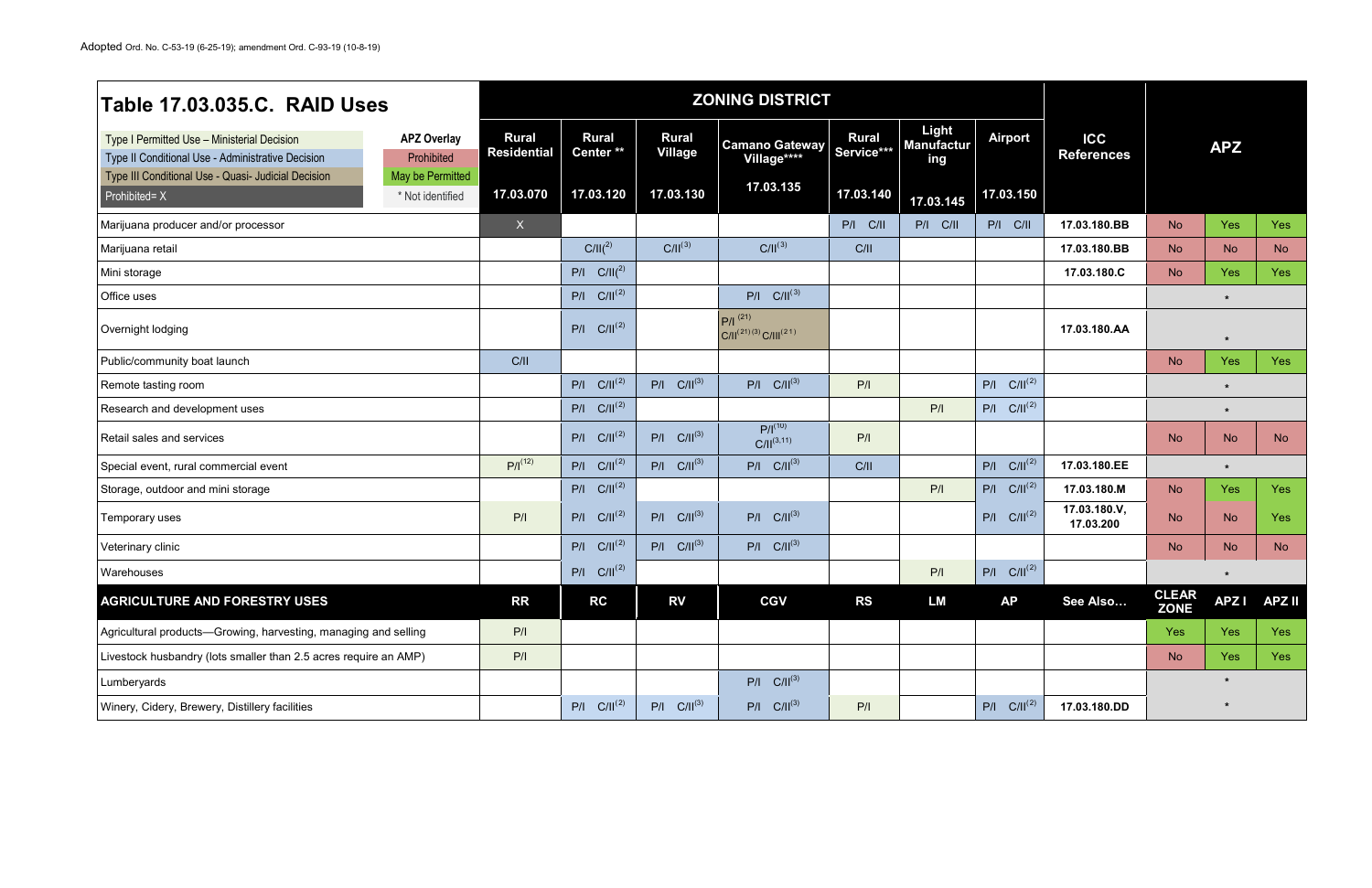Adopted Ord. No. C-53-19 (6-25-19); amendment Ord. C-93-19 (10-8-19)

| Table 17.03.035.C. RAID Uses | | ZONING DISTRICT | | | | | | | | APZ | | |
|---|---|---|---|---|---|---|---|---|---|---|---|---|
| Type I Permitted Use – Ministerial Decision; Type II Conditional Use - Administrative Decision; Type III Conditional Use - Quasi- Judicial Decision; Prohibited= X | APZ Overlay: Prohibited; May be Permitted; * Not identified | Rural Residential 17.03.070 | Rural Center ** 17.03.120 | Rural Village 17.03.130 | Camano Gateway Village**** 17.03.135 | Rural Service*** 17.03.140 | Light Manufacturing 17.03.145 | Airport 17.03.150 | ICC References | | | |
| Marijuana producer and/or processor | | X | | | | P/I C/II | P/I C/II | P/I C/II | 17.03.180.BB | No | Yes | Yes |
| Marijuana retail | | | C/II[2] | C/II[3] | C/II[3] | C/II | | | 17.03.180.BB | No | No | No |
| Mini storage | | | P/I C/II[2] | | | | | | 17.03.180.C | No | Yes | Yes |
| Office uses | | | P/I C/II[2] | | P/I C/II[3] | | | | | | * | |
| Overnight lodging | | | P/I C/II[2] | | P/I[21] C/II[21](3) C/III[21] | | | | 17.03.180.AA | | * | |
| Public/community boat launch | | C/II | | | | | | | | No | Yes | Yes |
| Remote tasting room | | | P/I C/II[2] | P/I C/II[3] | P/I C/II[3] | P/I | | P/I C/II[2] | | | * | |
| Research and development uses | | | P/I C/II[2] | | | | P/I | P/I C/II[2] | | | * | |
| Retail sales and services | | | P/I C/II[2] | P/I C/II[3] | P/I[10] C/II[3,11] | P/I | | | | No | No | No |
| Special event, rural commercial event | | P/I[12] | P/I C/II[2] | P/I C/II[3] | P/I C/II[3] | C/II | | P/I C/II[2] | 17.03.180.EE | | * | |
| Storage, outdoor and mini storage | | | P/I C/II[2] | | | | P/I | P/I C/II[2] | 17.03.180.M | No | Yes | Yes |
| Temporary uses | | P/I | P/I C/II[2] | P/I C/II[3] | P/I C/II[3] | | | P/I C/II[2] | 17.03.180.V, 17.03.200 | No | No | Yes |
| Veterinary clinic | | | P/I C/II[2] | P/I C/II[3] | P/I C/II[3] | | | | | No | No | No |
| Warehouses | | | P/I C/II[2] | | | | P/I | P/I C/II[2] | | | * | |
| **AGRICULTURE AND FORESTRY USES** | | **RR** | **RC** | **RV** | **CGV** | **RS** | **LM** | **AP** | **See Also…** | **CLEAR ZONE** | **APZ I** | **APZ II** |
| Agricultural products—Growing, harvesting, managing and selling | | P/I | | | | | | | | Yes | Yes | Yes |
| Livestock husbandry (lots smaller than 2.5 acres require an AMP) | | P/I | | | | | | | | No | Yes | Yes |
| Lumberyards | | | | | P/I C/II[3] | | | | | | * | |
| Winery, Cidery, Brewery, Distillery facilities | | | P/I C/II[2] | P/I C/II[3] | P/I C/II[3] | P/I | | P/I C/II[2] | 17.03.180.DD | | * | |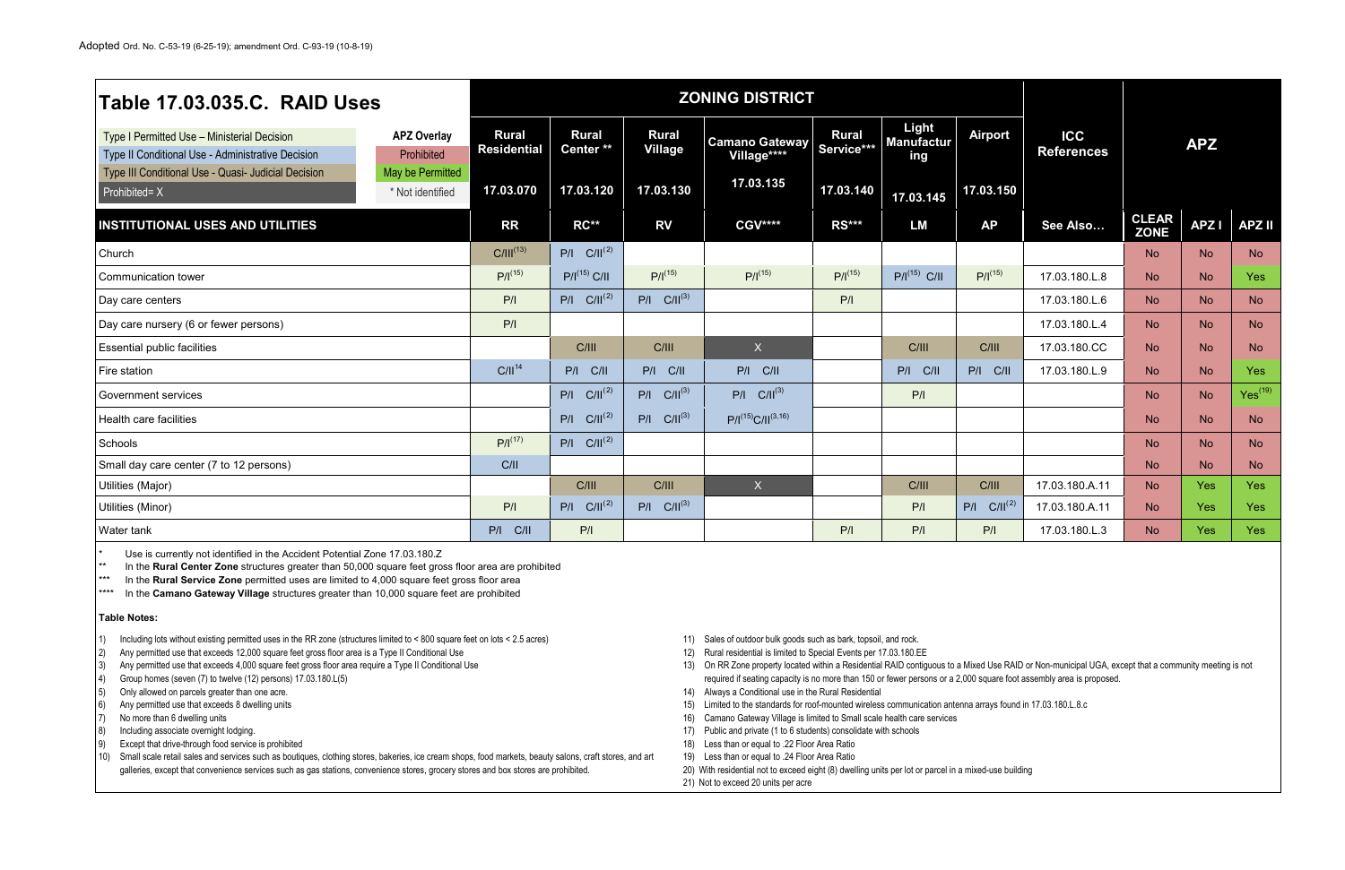Adopted Ord. No. C-53-19 (6-25-19); amendment Ord. C-93-19 (10-8-19)

# Table 17.03.035.C. RAID Uses

| Legend | APZ Overlay |
|---|---|
| Type I Permitted Use – Ministerial Decision | Prohibited |
| Type II Conditional Use - Administrative Decision | May be Permitted |
| Type III Conditional Use - Quasi- Judicial Decision | * Not identified |
| Prohibited= X | |

| | ZONING DISTRICT | | | | | | | | APZ | | |
|---|---|---|---|---|---|---|---|---|---|---|---|
| | Rural Residential 17.03.070 | Rural Center ** 17.03.120 | Rural Village 17.03.130 | Camano Gateway Village**** 17.03.135 | Rural Service*** 17.03.140 | Light Manufacturing 17.03.145 | Airport 17.03.150 | ICC References | | | |
| **INSTITUTIONAL USES AND UTILITIES** | **RR** | **RC**** | **RV** | **CGV****** | **RS***** | **LM** | **AP** | **See Also…** | **CLEAR ZONE** | **APZ I** | **APZ II** |
| Church | C/III(13) | P/I C/II(2) | | | | | | | No | No | No |
| Communication tower | P/I(15) | P/I(15) C/II | P/I(15) | P/I(15) | P/I(15) | P/I(15) C/II | P/I(15) | 17.03.180.L.8 | No | No | Yes |
| Day care centers | P/I | P/I C/II(2) | P/I C/II(3) | | P/I | | | 17.03.180.L.6 | No | No | No |
| Day care nursery (6 or fewer persons) | P/I | | | | | | | 17.03.180.L.4 | No | No | No |
| Essential public facilities | | C/III | C/III | X | | C/III | C/III | 17.03.180.CC | No | No | No |
| Fire station | C/II14 | P/I C/II | P/I C/II | P/I C/II | | P/I C/II | P/I C/II | 17.03.180.L.9 | No | No | Yes |
| Government services | | P/I C/II(2) | P/I C/II(3) | P/I C/II(3) | | P/I | | | No | No | Yes(19) |
| Health care facilities | | P/I C/II(2) | P/I C/II(3) | P/I(15)C/II(3,16) | | | | | No | No | No |
| Schools | P/I(17) | P/I C/II(2) | | | | | | | No | No | No |
| Small day care center (7 to 12 persons) | C/II | | | | | | | | No | No | No |
| Utilities (Major) | | C/III | C/III | X | | C/III | C/III | 17.03.180.A.11 | No | Yes | Yes |
| Utilities (Minor) | P/I | P/I C/II(2) | P/I C/II(3) | | | P/I | P/I C/II(2) | 17.03.180.A.11 | No | Yes | Yes |
| Water tank | P/I C/II | P/I | | | P/I | P/I | P/I | 17.03.180.L.3 | No | Yes | Yes |

\* Use is currently not identified in the Accident Potential Zone 17.03.180.Z

\** In the **Rural Center Zone** structures greater than 50,000 square feet gross floor area are prohibited

\*** In the **Rural Service Zone** permitted uses are limited to 4,000 square feet gross floor area

\**** In the **Camano Gateway Village** structures greater than 10,000 square feet are prohibited

**Table Notes:**

1) Including lots without existing permitted uses in the RR zone (structures limited to < 800 square feet on lots < 2.5 acres)
2) Any permitted use that exceeds 12,000 square feet gross floor area is a Type II Conditional Use
3) Any permitted use that exceeds 4,000 square feet gross floor area require a Type II Conditional Use
4) Group homes (seven (7) to twelve (12) persons) 17.03.180.L(5)
5) Only allowed on parcels greater than one acre.
6) Any permitted use that exceeds 8 dwelling units
7) No more than 6 dwelling units
8) Including associate overnight lodging.
9) Except that drive-through food service is prohibited
10) Small scale retail sales and services such as boutiques, clothing stores, bakeries, ice cream shops, food markets, beauty salons, craft stores, and art galleries, except that convenience services such as gas stations, convenience stores, grocery stores and box stores are prohibited.
11) Sales of outdoor bulk goods such as bark, topsoil, and rock.
12) Rural residential is limited to Special Events per 17.03.180.EE
13) On RR Zone property located within a Residential RAID contiguous to a Mixed Use RAID or Non-municipal UGA, except that a community meeting is not required if seating capacity is no more than 150 or fewer persons or a 2,000 square foot assembly area is proposed.
14) Always a Conditional use in the Rural Residential
15) Limited to the standards for roof-mounted wireless communication antenna arrays found in 17.03.180.L.8.c
16) Camano Gateway Village is limited to Small scale health care services
17) Public and private (1 to 6 students) consolidate with schools
18) Less than or equal to .22 Floor Area Ratio
19) Less than or equal to .24 Floor Area Ratio
20) With residential not to exceed eight (8) dwelling units per lot or parcel in a mixed-use building
21) Not to exceed 20 units per acre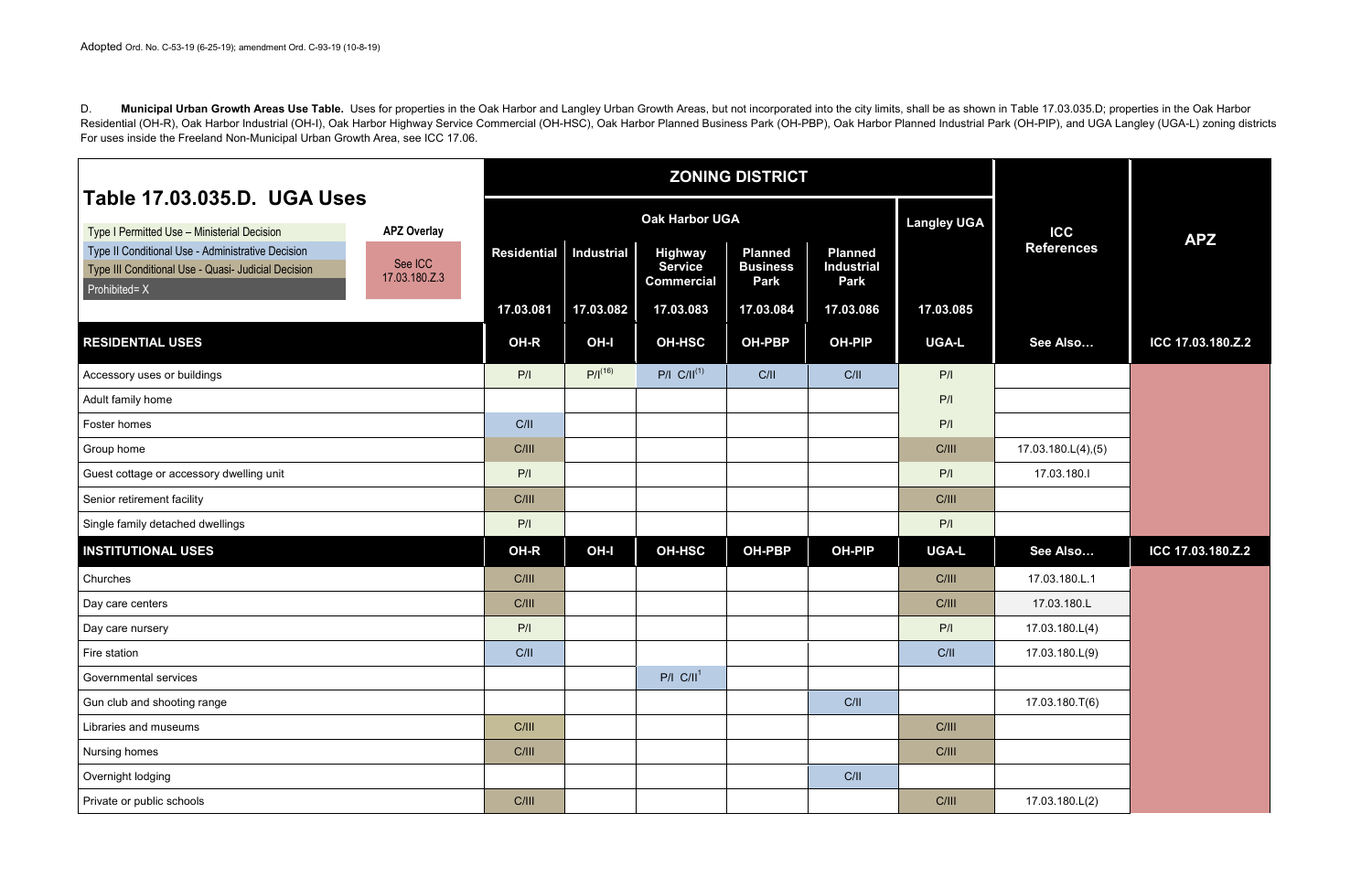Adopted Ord. No. C-53-19 (6-25-19); amendment Ord. C-93-19 (10-8-19)

D. **Municipal Urban Growth Areas Use Table.** Uses for properties in the Oak Harbor and Langley Urban Growth Areas, but not incorporated into the city limits, shall be as shown in Table 17.03.035.D; properties in the Oak Harbor Residential (OH-R), Oak Harbor Industrial (OH-I), Oak Harbor Highway Service Commercial (OH-HSC), Oak Harbor Planned Business Park (OH-PBP), Oak Harbor Planned Industrial Park (OH-PIP), and UGA Langley (UGA-L) zoning districts For uses inside the Freeland Non-Municipal Urban Growth Area, see ICC 17.06.

**Table 17.03.035.D. UGA Uses**

Legend:
- Type I Permitted Use – Ministerial Decision
- Type II Conditional Use - Administrative Decision
- Type III Conditional Use - Quasi- Judicial Decision
- Prohibited= X

APZ Overlay: See ICC 17.03.180.Z.3

| | ZONING DISTRICT | | | | | | | |
|---|---|---|---|---|---|---|---|---|
| | Oak Harbor UGA | | | | | Langley UGA | ICC References | APZ |
| | Residential | Industrial | Highway Service Commercial | Planned Business Park | Planned Industrial Park | | | |
| | 17.03.081 | 17.03.082 | 17.03.083 | 17.03.084 | 17.03.086 | 17.03.085 | | |
| **RESIDENTIAL USES** | **OH-R** | **OH-I** | **OH-HSC** | **OH-PBP** | **OH-PIP** | **UGA-L** | **See Also…** | **ICC 17.03.180.Z.2** |
| Accessory uses or buildings | P/I | P/I[(16)] | P/I C/II[(1)] | C/II | C/II | P/I | | |
| Adult family home | | | | | | P/I | | |
| Foster homes | C/II | | | | | P/I | | |
| Group home | C/III | | | | | C/III | 17.03.180.L(4),(5) | |
| Guest cottage or accessory dwelling unit | P/I | | | | | P/I | 17.03.180.I | |
| Senior retirement facility | C/III | | | | | C/III | | |
| Single family detached dwellings | P/I | | | | | P/I | | |
| **INSTITUTIONAL USES** | **OH-R** | **OH-I** | **OH-HSC** | **OH-PBP** | **OH-PIP** | **UGA-L** | **See Also…** | **ICC 17.03.180.Z.2** |
| Churches | C/III | | | | | C/III | 17.03.180.L.1 | |
| Day care centers | C/III | | | | | C/III | 17.03.180.L | |
| Day care nursery | P/I | | | | | P/I | 17.03.180.L(4) | |
| Fire station | C/II | | | | | C/II | 17.03.180.L(9) | |
| Governmental services | | | P/I C/II[1] | | | | | |
| Gun club and shooting range | | | | | C/II | | 17.03.180.T(6) | |
| Libraries and museums | C/III | | | | | C/III | | |
| Nursing homes | C/III | | | | | C/III | | |
| Overnight lodging | | | | | C/II | | | |
| Private or public schools | C/III | | | | | C/III | 17.03.180.L(2) | |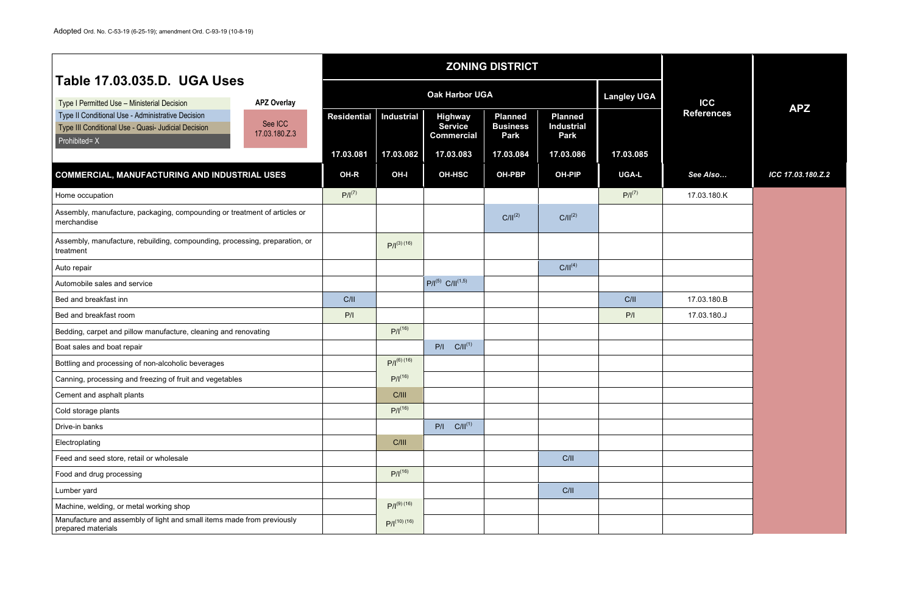Adopted Ord. No. C-53-19 (6-25-19); amendment Ord. C-93-19 (10-8-19)

## Table 17.03.035.D. UGA Uses

| Legend | |
|---|---|
| Type I Permitted Use – Ministerial Decision | |
| Type II Conditional Use - Administrative Decision | |
| Type III Conditional Use - Quasi- Judicial Decision | |
| Prohibited= X | |
| APZ Overlay | See ICC 17.03.180.Z.3 |

| | ZONING DISTRICT | | | | | | | |
|---|---|---|---|---|---|---|---|---|
| | Oak Harbor UGA | | | | | Langley UGA | ICC References | APZ |
| | Residential 17.03.081 | Industrial 17.03.082 | Highway Service Commercial 17.03.083 | Planned Business Park 17.03.084 | Planned Industrial Park 17.03.086 | 17.03.085 | | |
| **COMMERCIAL, MANUFACTURING AND INDUSTRIAL USES** | OH-R | OH-I | OH-HSC | OH-PBP | OH-PIP | UGA-L | *See Also…* | *ICC 17.03.180.Z.2* |
| Home occupation | P/I(7) | | | | | P/I(7) | 17.03.180.K | |
| Assembly, manufacture, packaging, compounding or treatment of articles or merchandise | | | | C/II(2) | C/II(2) | | | |
| Assembly, manufacture, rebuilding, compounding, processing, preparation, or treatment | | P/I(3) (16) | | | | | | |
| Auto repair | | | | | C/II(4) | | | |
| Automobile sales and service | | | P/I(5) C/II(1,5) | | | | | |
| Bed and breakfast inn | C/II | | | | | C/II | 17.03.180.B | |
| Bed and breakfast room | P/I | | | | | P/I | 17.03.180.J | |
| Bedding, carpet and pillow manufacture, cleaning and renovating | | P/I(16) | | | | | | |
| Boat sales and boat repair | | | P/I C/II(1) | | | | | |
| Bottling and processing of non-alcoholic beverages | | P/I(6) (16) | | | | | | |
| Canning, processing and freezing of fruit and vegetables | | P/I(16) | | | | | | |
| Cement and asphalt plants | | C/III | | | | | | |
| Cold storage plants | | P/I(16) | | | | | | |
| Drive-in banks | | | P/I C/II(1) | | | | | |
| Electroplating | | C/III | | | | | | |
| Feed and seed store, retail or wholesale | | | | | C/II | | | |
| Food and drug processing | | P/I(16) | | | | | | |
| Lumber yard | | | | | C/II | | | |
| Machine, welding, or metal working shop | | P/I(9) (16) | | | | | | |
| Manufacture and assembly of light and small items made from previously prepared materials | | P/I(10) (16) | | | | | | |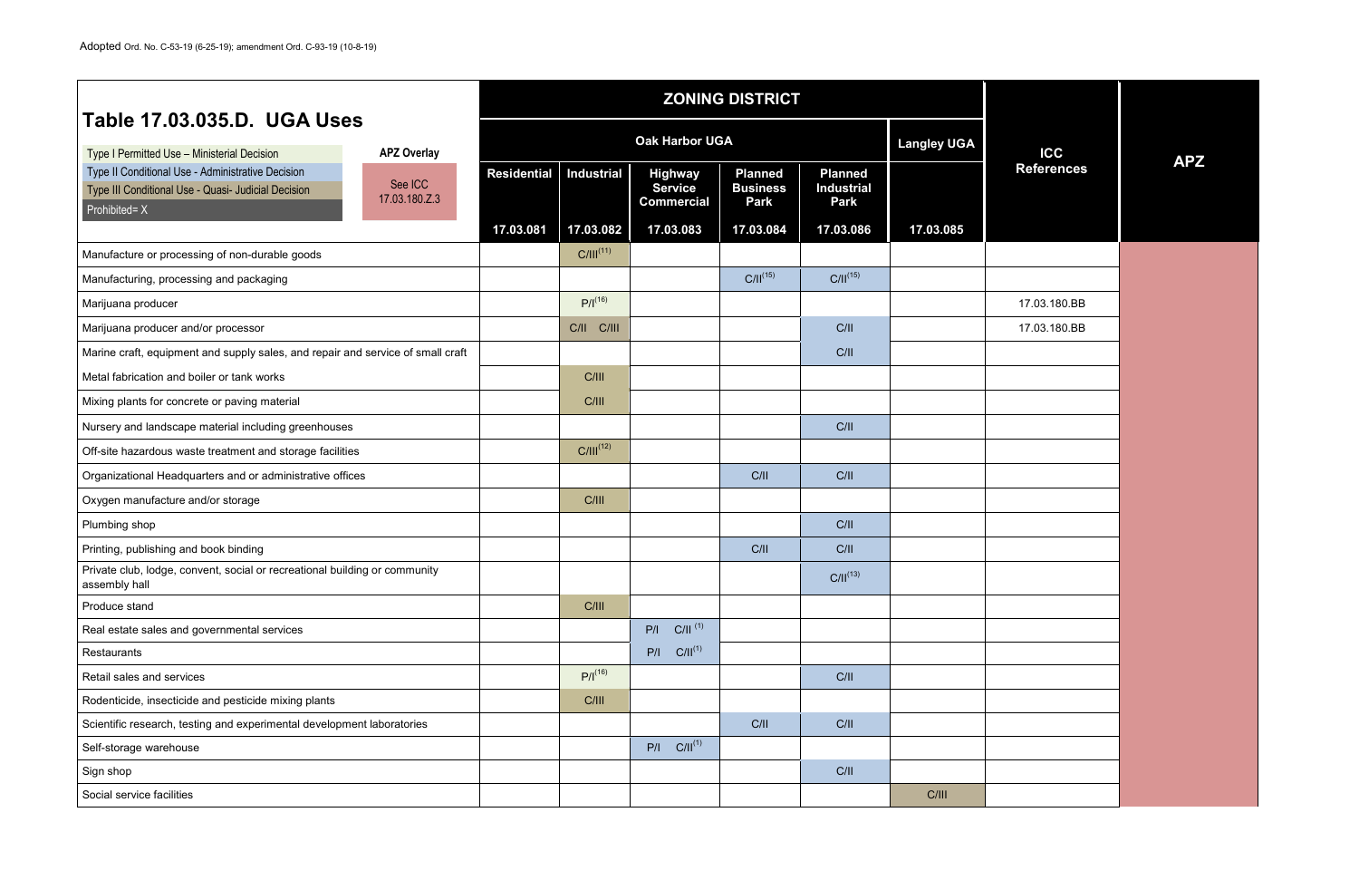Adopted Ord. No. C-53-19 (6-25-19); amendment Ord. C-93-19 (10-8-19)

| Table 17.03.035.D. UGA Uses | ZONING DISTRICT | | | | | | ICC References | APZ |
|---|---|---|---|---|---|---|---|---|
| Type I Permitted Use – Ministerial Decision; Type II Conditional Use - Administrative Decision; Type III Conditional Use - Quasi- Judicial Decision; Prohibited= X; APZ Overlay: See ICC 17.03.180.Z.3 | Oak Harbor UGA | | | | | Langley UGA | | |
| | Residential 17.03.081 | Industrial 17.03.082 | Highway Service Commercial 17.03.083 | Planned Business Park 17.03.084 | Planned Industrial Park 17.03.086 | 17.03.085 | | |
| Manufacture or processing of non-durable goods | | C/III(11) | | | | | | |
| Manufacturing, processing and packaging | | | | C/II(15) | C/II(15) | | | |
| Marijuana producer | | P/I(16) | | | | | 17.03.180.BB | |
| Marijuana producer and/or processor | | C/II C/III | | | C/II | | 17.03.180.BB | |
| Marine craft, equipment and supply sales, and repair and service of small craft | | | | | C/II | | | |
| Metal fabrication and boiler or tank works | | C/III | | | | | | |
| Mixing plants for concrete or paving material | | C/III | | | | | | |
| Nursery and landscape material including greenhouses | | | | | C/II | | | |
| Off-site hazardous waste treatment and storage facilities | | C/III(12) | | | | | | |
| Organizational Headquarters and or administrative offices | | | | C/II | C/II | | | |
| Oxygen manufacture and/or storage | | C/III | | | | | | |
| Plumbing shop | | | | | C/II | | | |
| Printing, publishing and book binding | | | | C/II | C/II | | | |
| Private club, lodge, convent, social or recreational building or community assembly hall | | | | | C/II(13) | | | |
| Produce stand | | C/III | | | | | | |
| Real estate sales and governmental services | | | P/I C/II(1) | | | | | |
| Restaurants | | | P/I C/II(1) | | | | | |
| Retail sales and services | | P/I(16) | | | C/II | | | |
| Rodenticide, insecticide and pesticide mixing plants | | C/III | | | | | | |
| Scientific research, testing and experimental development laboratories | | | | C/II | C/II | | | |
| Self-storage warehouse | | | P/I C/II(1) | | | | | |
| Sign shop | | | | | C/II | | | |
| Social service facilities | | | | | | C/III | | |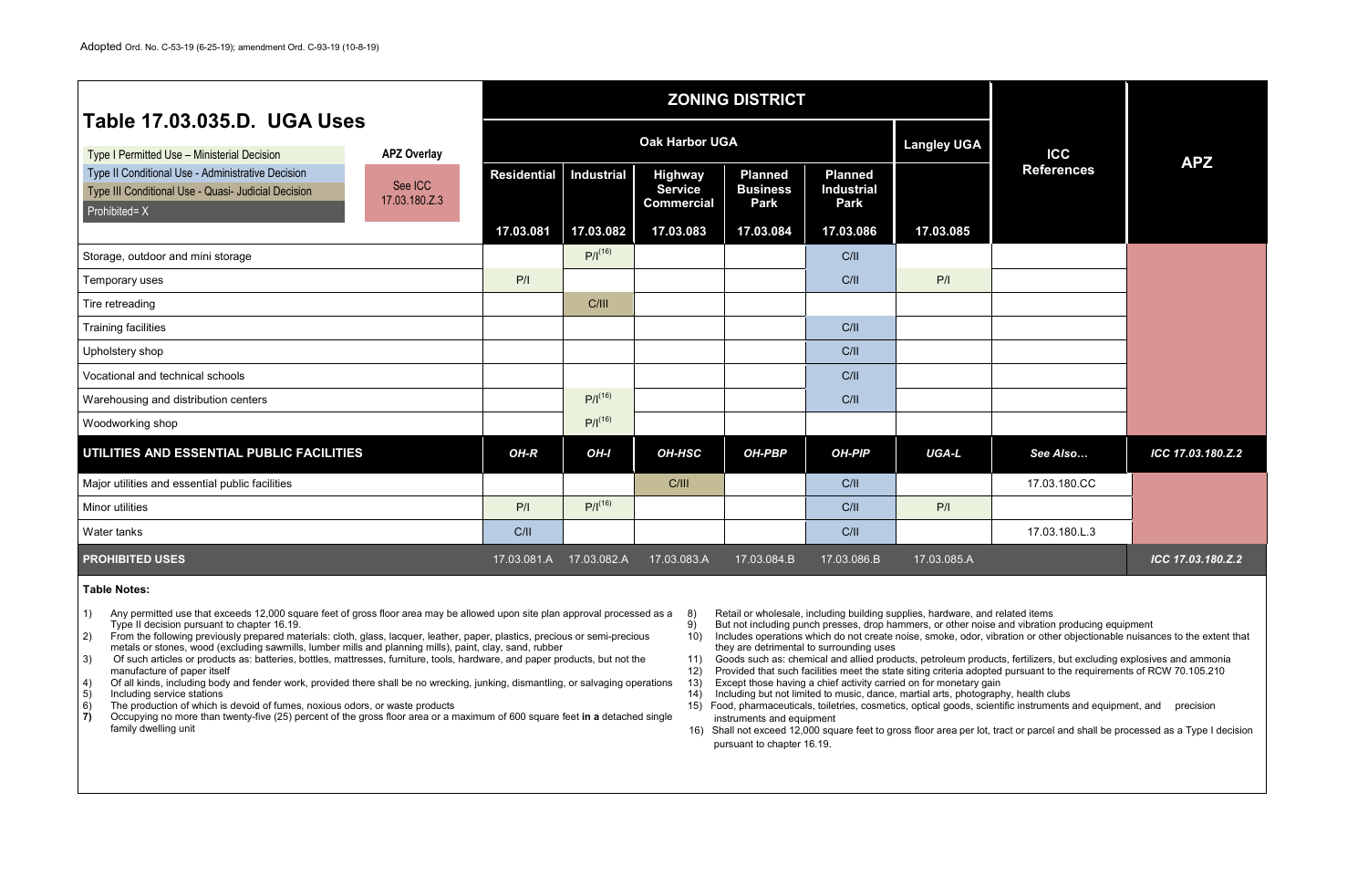Adopted Ord. No. C-53-19 (6-25-19); amendment Ord. C-93-19 (10-8-19)

## Table 17.03.035.D. UGA Uses

Type I Permitted Use – Ministerial Decision
Type II Conditional Use - Administrative Decision
Type III Conditional Use - Quasi- Judicial Decision
Prohibited= X

APZ Overlay: See ICC 17.03.180.Z.3

| | ZONING DISTRICT | | | | | | | |
|---|---|---|---|---|---|---|---|---|
| | Oak Harbor UGA | | | | | Langley UGA | ICC References | APZ |
| | Residential | Industrial | Highway Service Commercial | Planned Business Park | Planned Industrial Park | | | |
| | 17.03.081 | 17.03.082 | 17.03.083 | 17.03.084 | 17.03.086 | 17.03.085 | | |
| Storage, outdoor and mini storage | | P/I(16) | | | C/II | | | |
| Temporary uses | P/I | | | | C/II | P/I | | |
| Tire retreading | | C/III | | | | | | |
| Training facilities | | | | | C/II | | | |
| Upholstery shop | | | | | C/II | | | |
| Vocational and technical schools | | | | | C/II | | | |
| Warehousing and distribution centers | | P/I(16) | | | C/II | | | |
| Woodworking shop | | P/I(16) | | | | | | |
| **UTILITIES AND ESSENTIAL PUBLIC FACILITIES** | ***OH-R*** | ***OH-I*** | ***OH-HSC*** | ***OH-PBP*** | ***OH-PIP*** | ***UGA-L*** | ***See Also…*** | ***ICC 17.03.180.Z.2*** |
| Major utilities and essential public facilities | | | C/III | | C/II | | 17.03.180.CC | |
| Minor utilities | P/I | P/I(16) | | | C/II | P/I | | |
| Water tanks | C/II | | | | C/II | | 17.03.180.L.3 | |
| **PROHIBITED USES** | 17.03.081.A | 17.03.082.A | 17.03.083.A | 17.03.084.B | 17.03.086.B | 17.03.085.A | | ***ICC 17.03.180.Z.2*** |

**Table Notes:**

1) Any permitted use that exceeds 12,000 square feet of gross floor area may be allowed upon site plan approval processed as a Type II decision pursuant to chapter 16.19.
2) From the following previously prepared materials: cloth, glass, lacquer, leather, paper, plastics, precious or semi-precious metals or stones, wood (excluding sawmills, lumber mills and planning mills), paint, clay, sand, rubber
3) Of such articles or products as: batteries, bottles, mattresses, furniture, tools, hardware, and paper products, but not the manufacture of paper itself
4) Of all kinds, including body and fender work, provided there shall be no wrecking, junking, dismantling, or salvaging operations
5) Including service stations
6) The production of which is devoid of fumes, noxious odors, or waste products
**7)** Occupying no more than twenty-five (25) percent of the gross floor area or a maximum of 600 square feet **in a** detached single family dwelling unit
8) Retail or wholesale, including building supplies, hardware, and related items
9) But not including punch presses, drop hammers, or other noise and vibration producing equipment
10) Includes operations which do not create noise, smoke, odor, vibration or other objectionable nuisances to the extent that they are detrimental to surrounding uses
11) Goods such as: chemical and allied products, petroleum products, fertilizers, but excluding explosives and ammonia
12) Provided that such facilities meet the state siting criteria adopted pursuant to the requirements of RCW 70.105.210
13) Except those having a chief activity carried on for monetary gain
14) Including but not limited to music, dance, martial arts, photography, health clubs
15) Food, pharmaceuticals, toiletries, cosmetics, optical goods, scientific instruments and equipment, and precision instruments and equipment
16) Shall not exceed 12,000 square feet to gross floor area per lot, tract or parcel and shall be processed as a Type I decision pursuant to chapter 16.19.